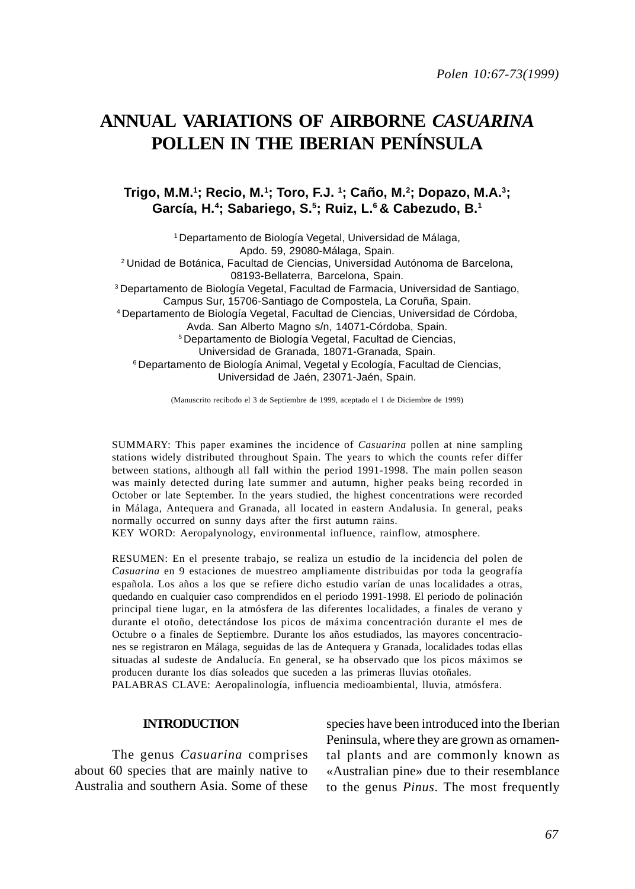# ANNUAL VARIATIONS OF AIRBORNE *CASUARINA* POLLEN IN THE IBERIAN PENÍNSULA

**Trigo, M.M.[1]; Recio, M.[1]; Toro, F.J. [1]; Caño, M.[2]; Dopazo, M.A.[3]; García, H.[4]; Sabariego, S.[5]; Ruiz, L.[6] & Cabezudo, B.[1]**

[1] Departamento de Biología Vegetal, Universidad de Málaga, Apdo. 59, 29080-Málaga, Spain.
[2] Unidad de Botánica, Facultad de Ciencias, Universidad Autónoma de Barcelona, 08193-Bellaterra, Barcelona, Spain.
[3] Departamento de Biología Vegetal, Facultad de Farmacia, Universidad de Santiago, Campus Sur, 15706-Santiago de Compostela, La Coruña, Spain.
[4] Departamento de Biología Vegetal, Facultad de Ciencias, Universidad de Córdoba, Avda. San Alberto Magno s/n, 14071-Córdoba, Spain.
[5] Departamento de Biología Vegetal, Facultad de Ciencias, Universidad de Granada, 18071-Granada, Spain.
[6] Departamento de Biología Animal, Vegetal y Ecología, Facultad de Ciencias, Universidad de Jaén, 23071-Jaén, Spain.

(Manuscrito recibodo el 3 de Septiembre de 1999, aceptado el 1 de Diciembre de 1999)

SUMMARY: This paper examines the incidence of *Casuarina* pollen at nine sampling stations widely distributed throughout Spain. The years to which the counts refer differ between stations, although all fall within the period 1991-1998. The main pollen season was mainly detected during late summer and autumn, higher peaks being recorded in October or late September. In the years studied, the highest concentrations were recorded in Málaga, Antequera and Granada, all located in eastern Andalusia. In general, peaks normally occurred on sunny days after the first autumn rains.
KEY WORD: Aeropalynology, environmental influence, rainflow, atmosphere.

RESUMEN: En el presente trabajo, se realiza un estudio de la incidencia del polen de *Casuarina* en 9 estaciones de muestreo ampliamente distribuidas por toda la geografía española. Los años a los que se refiere dicho estudio varían de unas localidades a otras, quedando en cualquier caso comprendidos en el periodo 1991-1998. El periodo de polinación principal tiene lugar, en la atmósfera de las diferentes localidades, a finales de verano y durante el otoño, detectándose los picos de máxima concentración durante el mes de Octubre o a finales de Septiembre. Durante los años estudiados, las mayores concentraciones se registraron en Málaga, seguidas de las de Antequera y Granada, localidades todas ellas situadas al sudeste de Andalucía. En general, se ha observado que los picos máximos se producen durante los días soleados que suceden a las primeras lluvias otoñales.
PALABRAS CLAVE: Aeropalinología, influencia medioambiental, lluvia, atmósfera.

## INTRODUCTION

The genus *Casuarina* comprises about 60 species that are mainly native to Australia and southern Asia. Some of these species have been introduced into the Iberian Peninsula, where they are grown as ornamental plants and are commonly known as «Australian pine» due to their resemblance to the genus *Pinus*. The most frequently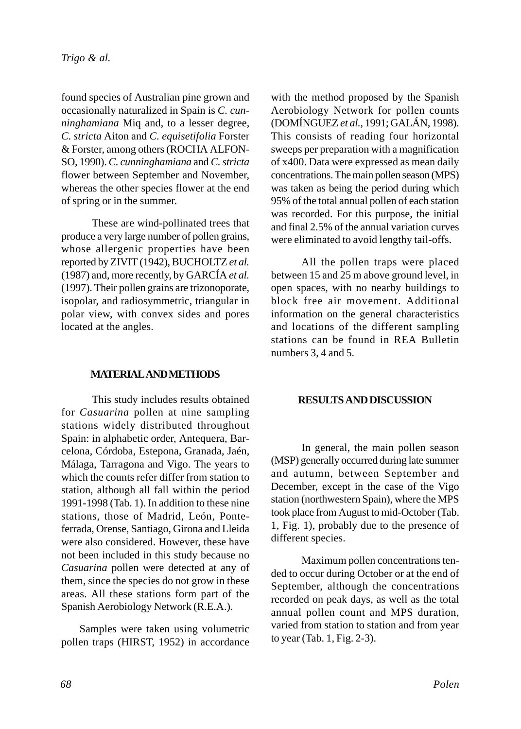found species of Australian pine grown and occasionally naturalized in Spain is *C. cunninghamiana* Miq and, to a lesser degree, *C. stricta* Aiton and *C. equisetifolia* Forster & Forster, among others (ROCHA ALFONSO, 1990). *C. cunninghamiana* and *C. stricta* flower between September and November, whereas the other species flower at the end of spring or in the summer.

These are wind-pollinated trees that produce a very large number of pollen grains, whose allergenic properties have been reported by ZIVIT (1942), BUCHOLTZ *et al.* (1987) and, more recently, by GARCÍA *et al.* (1997). Their pollen grains are trizonoporate, isopolar, and radiosymmetric, triangular in polar view, with convex sides and pores located at the angles.

## MATERIAL AND METHODS

This study includes results obtained for *Casuarina* pollen at nine sampling stations widely distributed throughout Spain: in alphabetic order, Antequera, Barcelona, Córdoba, Estepona, Granada, Jaén, Málaga, Tarragona and Vigo. The years to which the counts refer differ from station to station, although all fall within the period 1991-1998 (Tab. 1). In addition to these nine stations, those of Madrid, León, Ponteferrada, Orense, Santiago, Girona and Lleida were also considered. However, these have not been included in this study because no *Casuarina* pollen were detected at any of them, since the species do not grow in these areas. All these stations form part of the Spanish Aerobiology Network (R.E.A.).

Samples were taken using volumetric pollen traps (HIRST, 1952) in accordance with the method proposed by the Spanish Aerobiology Network for pollen counts (DOMÍNGUEZ *et al.*, 1991; GALÁN, 1998). This consists of reading four horizontal sweeps per preparation with a magnification of x400. Data were expressed as mean daily concentrations. The main pollen season (MPS) was taken as being the period during which 95% of the total annual pollen of each station was recorded. For this purpose, the initial and final 2.5% of the annual variation curves were eliminated to avoid lengthy tail-offs.

All the pollen traps were placed between 15 and 25 m above ground level, in open spaces, with no nearby buildings to block free air movement. Additional information on the general characteristics and locations of the different sampling stations can be found in REA Bulletin numbers 3, 4 and 5.

## RESULTS AND DISCUSSION

In general, the main pollen season (MSP) generally occurred during late summer and autumn, between September and December, except in the case of the Vigo station (northwestern Spain), where the MPS took place from August to mid-October (Tab. 1, Fig. 1), probably due to the presence of different species.

Maximum pollen concentrations tended to occur during October or at the end of September, although the concentrations recorded on peak days, as well as the total annual pollen count and MPS duration, varied from station to station and from year to year (Tab. 1, Fig. 2-3).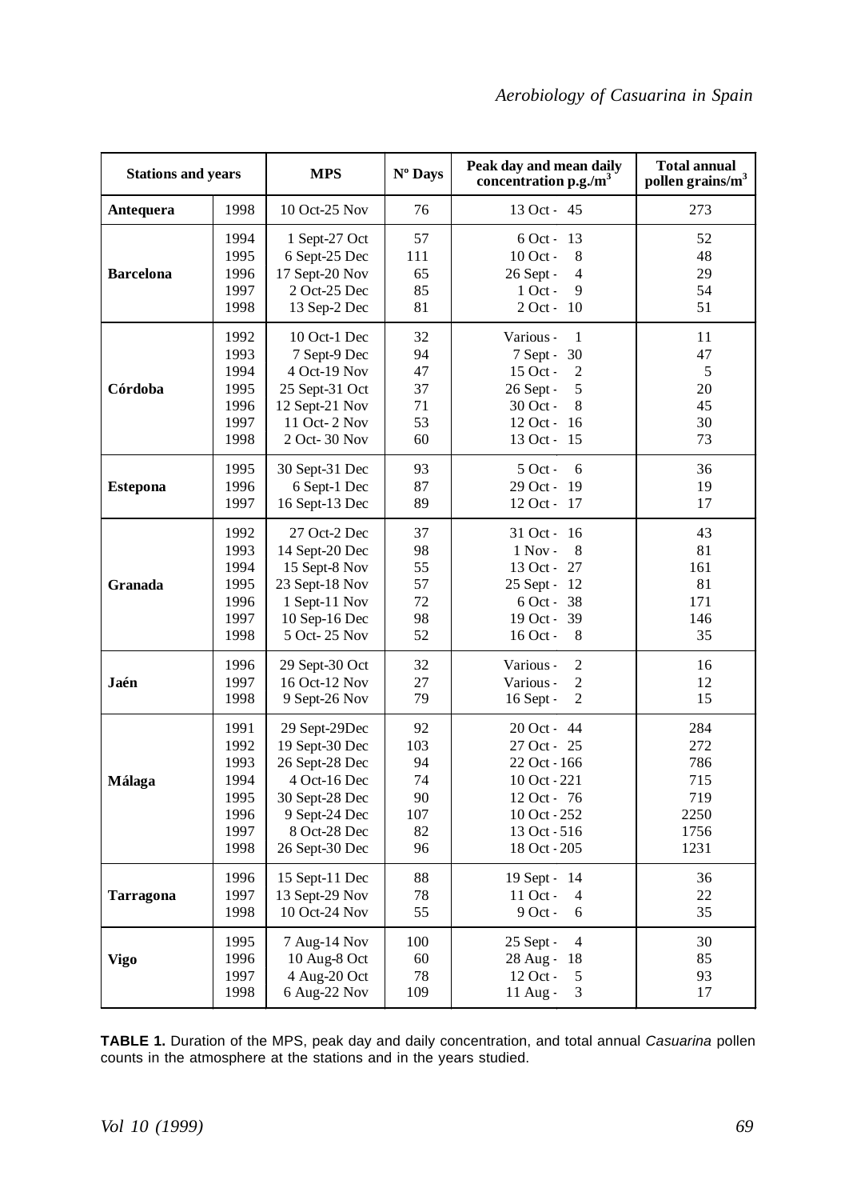| Stations and years | | MPS | Nº Days | Peak day and mean daily concentration p.g./m$^3$ | Total annual pollen grains/m$^3$ |
|---|---|---|---|---|---|
| **Antequera** | 1998 | 10 Oct-25 Nov | 76 | 13 Oct - 45 | 273 |
| **Barcelona** | 1994 | 1 Sept-27 Oct | 57 | 6 Oct - 13 | 52 |
| | 1995 | 6 Sept-25 Dec | 111 | 10 Oct - 8 | 48 |
| | 1996 | 17 Sept-20 Nov | 65 | 26 Sept - 4 | 29 |
| | 1997 | 2 Oct-25 Dec | 85 | 1 Oct - 9 | 54 |
| | 1998 | 13 Sep-2 Dec | 81 | 2 Oct - 10 | 51 |
| **Córdoba** | 1992 | 10 Oct-1 Dec | 32 | Various - 1 | 11 |
| | 1993 | 7 Sept-9 Dec | 94 | 7 Sept - 30 | 47 |
| | 1994 | 4 Oct-19 Nov | 47 | 15 Oct - 2 | 5 |
| | 1995 | 25 Sept-31 Oct | 37 | 26 Sept - 5 | 20 |
| | 1996 | 12 Sept-21 Nov | 71 | 30 Oct - 8 | 45 |
| | 1997 | 11 Oct- 2 Nov | 53 | 12 Oct - 16 | 30 |
| | 1998 | 2 Oct- 30 Nov | 60 | 13 Oct - 15 | 73 |
| **Estepona** | 1995 | 30 Sept-31 Dec | 93 | 5 Oct - 6 | 36 |
| | 1996 | 6 Sept-1 Dec | 87 | 29 Oct - 19 | 19 |
| | 1997 | 16 Sept-13 Dec | 89 | 12 Oct - 17 | 17 |
| **Granada** | 1992 | 27 Oct-2 Dec | 37 | 31 Oct - 16 | 43 |
| | 1993 | 14 Sept-20 Dec | 98 | 1 Nov - 8 | 81 |
| | 1994 | 15 Sept-8 Nov | 55 | 13 Oct - 27 | 161 |
| | 1995 | 23 Sept-18 Nov | 57 | 25 Sept - 12 | 81 |
| | 1996 | 1 Sept-11 Nov | 72 | 6 Oct - 38 | 171 |
| | 1997 | 10 Sep-16 Dec | 98 | 19 Oct - 39 | 146 |
| | 1998 | 5 Oct- 25 Nov | 52 | 16 Oct - 8 | 35 |
| **Jaén** | 1996 | 29 Sept-30 Oct | 32 | Various - 2 | 16 |
| | 1997 | 16 Oct-12 Nov | 27 | Various - 2 | 12 |
| | 1998 | 9 Sept-26 Nov | 79 | 16 Sept - 2 | 15 |
| **Málaga** | 1991 | 29 Sept-29Dec | 92 | 20 Oct - 44 | 284 |
| | 1992 | 19 Sept-30 Dec | 103 | 27 Oct - 25 | 272 |
| | 1993 | 26 Sept-28 Dec | 94 | 22 Oct - 166 | 786 |
| | 1994 | 4 Oct-16 Dec | 74 | 10 Oct - 221 | 715 |
| | 1995 | 30 Sept-28 Dec | 90 | 12 Oct - 76 | 719 |
| | 1996 | 9 Sept-24 Dec | 107 | 10 Oct - 252 | 2250 |
| | 1997 | 8 Oct-28 Dec | 82 | 13 Oct - 516 | 1756 |
| | 1998 | 26 Sept-30 Dec | 96 | 18 Oct - 205 | 1231 |
| **Tarragona** | 1996 | 15 Sept-11 Dec | 88 | 19 Sept - 14 | 36 |
| | 1997 | 13 Sept-29 Nov | 78 | 11 Oct - 4 | 22 |
| | 1998 | 10 Oct-24 Nov | 55 | 9 Oct - 6 | 35 |
| **Vigo** | 1995 | 7 Aug-14 Nov | 100 | 25 Sept - 4 | 30 |
| | 1996 | 10 Aug-8 Oct | 60 | 28 Aug - 18 | 85 |
| | 1997 | 4 Aug-20 Oct | 78 | 12 Oct - 5 | 93 |
| | 1998 | 6 Aug-22 Nov | 109 | 11 Aug - 3 | 17 |

**TABLE 1.** Duration of the MPS, peak day and daily concentration, and total annual *Casuarina* pollen counts in the atmosphere at the stations and in the years studied.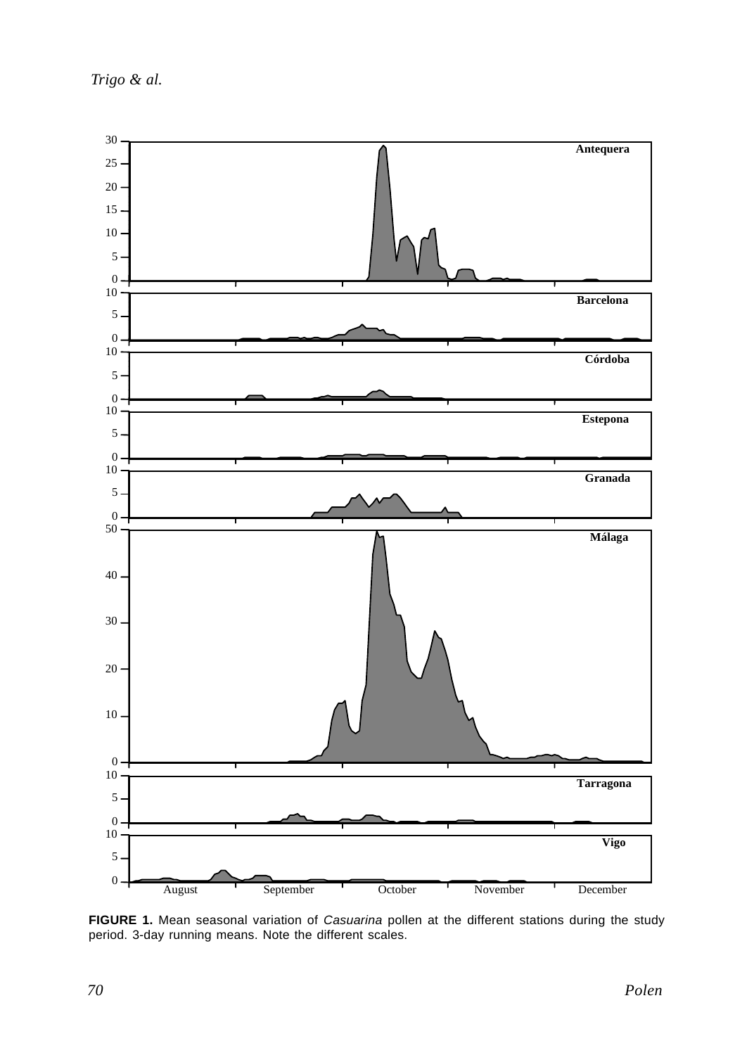**FIGURE 1.** Mean seasonal variation of *Casuarina* pollen at the different stations during the study period. 3-day running means. Note the different scales.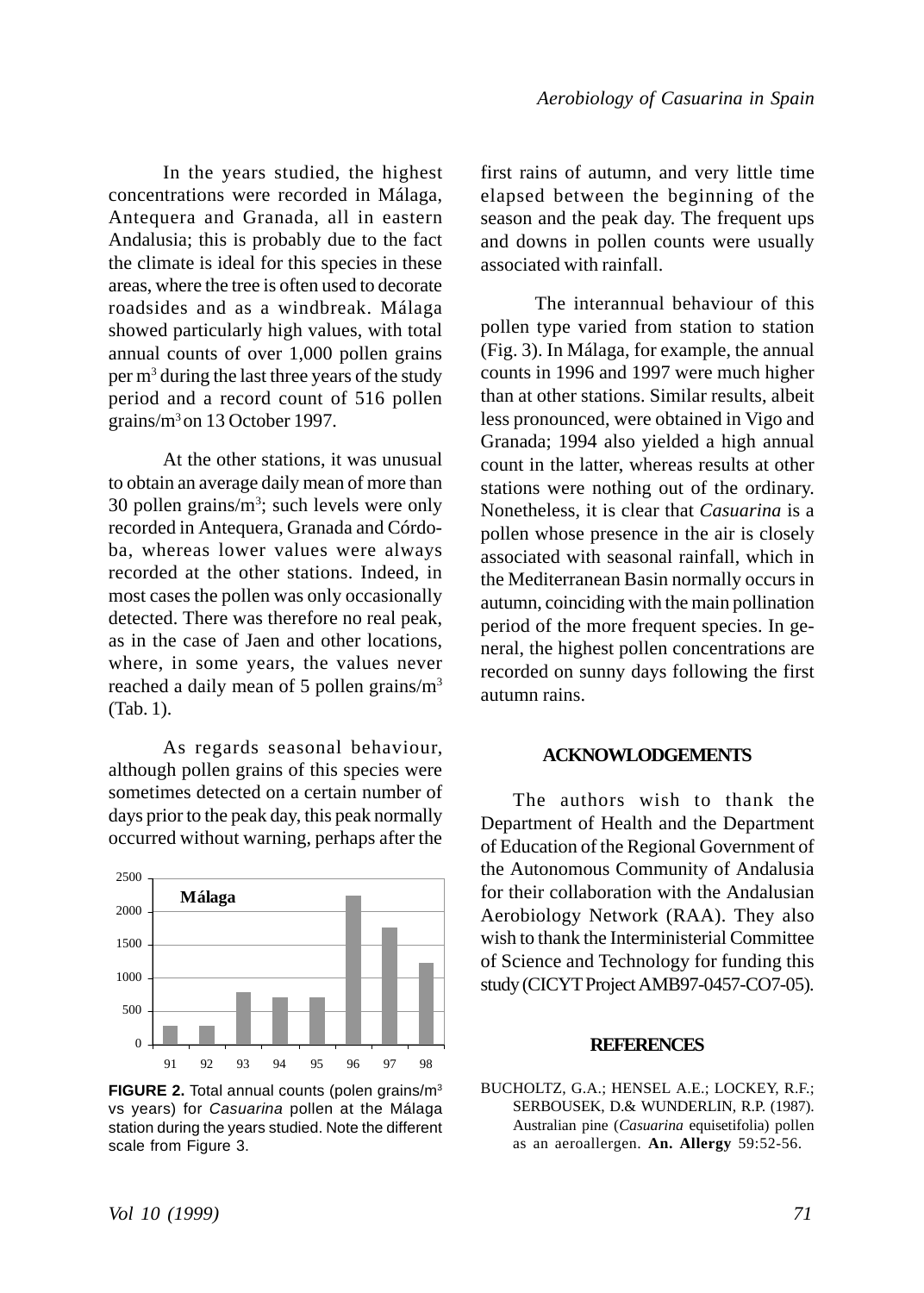In the years studied, the highest concentrations were recorded in Málaga, Antequera and Granada, all in eastern Andalusia; this is probably due to the fact the climate is ideal for this species in these areas, where the tree is often used to decorate roadsides and as a windbreak. Málaga showed particularly high values, with total annual counts of over 1,000 pollen grains per $m^3$ during the last three years of the study period and a record count of 516 pollen grains/$m^3$ on 13 October 1997.

At the other stations, it was unusual to obtain an average daily mean of more than 30 pollen grains/$m^3$; such levels were only recorded in Antequera, Granada and Córdoba, whereas lower values were always recorded at the other stations. Indeed, in most cases the pollen was only occasionally detected. There was therefore no real peak, as in the case of Jaen and other locations, where, in some years, the values never reached a daily mean of 5 pollen grains/$m^3$ (Tab. 1).

As regards seasonal behaviour, although pollen grains of this species were sometimes detected on a certain number of days prior to the peak day, this peak normally occurred without warning, perhaps after the first rains of autumn, and very little time elapsed between the beginning of the season and the peak day. The frequent ups and downs in pollen counts were usually associated with rainfall.

**FIGURE 2.** Total annual counts (polen grains/$m^3$ vs years) for *Casuarina* pollen at the Málaga station during the years studied. Note the different scale from Figure 3.

The interannual behaviour of this pollen type varied from station to station (Fig. 3). In Málaga, for example, the annual counts in 1996 and 1997 were much higher than at other stations. Similar results, albeit less pronounced, were obtained in Vigo and Granada; 1994 also yielded a high annual count in the latter, whereas results at other stations were nothing out of the ordinary. Nonetheless, it is clear that *Casuarina* is a pollen whose presence in the air is closely associated with seasonal rainfall, which in the Mediterranean Basin normally occurs in autumn, coinciding with the main pollination period of the more frequent species. In general, the highest pollen concentrations are recorded on sunny days following the first autumn rains.

## ACKNOWLEDGEMENTS

The authors wish to thank the Department of Health and the Department of Education of the Regional Government of the Autonomous Community of Andalusia for their collaboration with the Andalusian Aerobiology Network (RAA). They also wish to thank the Interministerial Committee of Science and Technology for funding this study (CICYT Project AMB97-0457-CO7-05).

## REFERENCES

BUCHOLTZ, G.A.; HENSEL A.E.; LOCKEY, R.F.; SERBOUSEK, D.& WUNDERLIN, R.P. (1987). Australian pine (*Casuarina* equisetifolia) pollen as an aeroallergen. **An. Allergy** 59:52-56.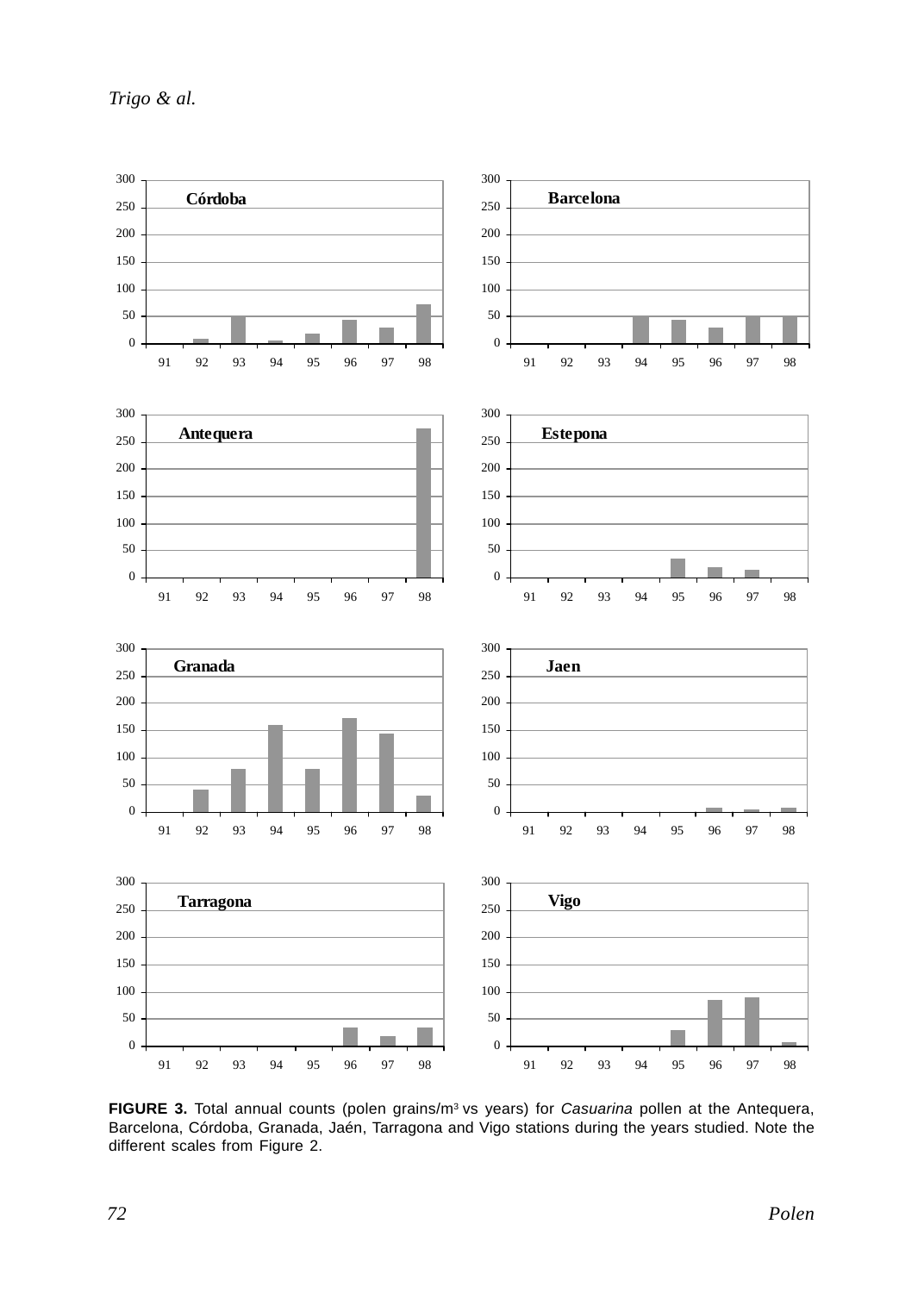FIGURE 3. Total annual counts (polen grains/m³ vs years) for *Casuarina* pollen at the Antequera, Barcelona, Córdoba, Granada, Jaén, Tarragona and Vigo stations during the years studied. Note the different scales from Figure 2.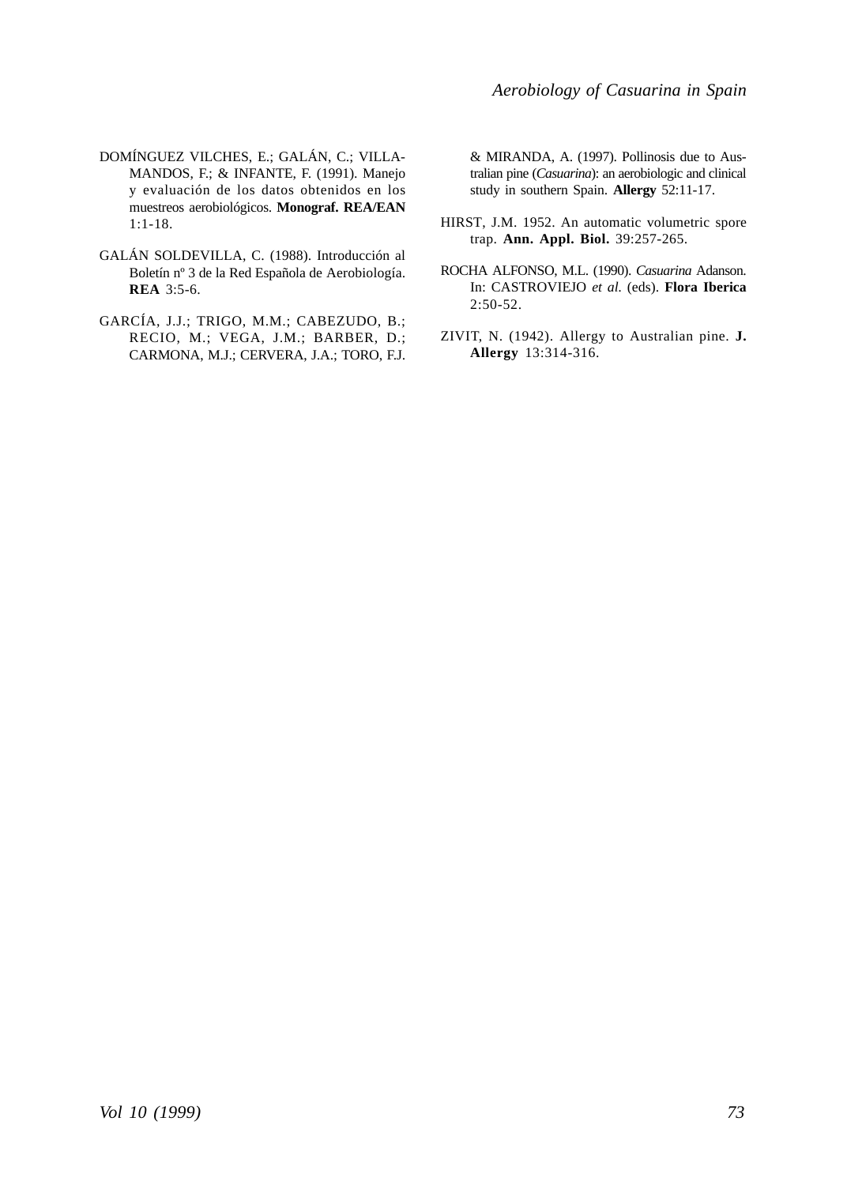DOMÍNGUEZ VILCHES, E.; GALÁN, C.; VILLA-MANDOS, F.; & INFANTE, F. (1991). Manejo y evaluación de los datos obtenidos en los muestreos aerobiológicos. **Monograf. REA/EAN** 1:1-18.

GALÁN SOLDEVILLA, C. (1988). Introducción al Boletín nº 3 de la Red Española de Aerobiología. **REA** 3:5-6.

GARCÍA, J.J.; TRIGO, M.M.; CABEZUDO, B.; RECIO, M.; VEGA, J.M.; BARBER, D.; CARMONA, M.J.; CERVERA, J.A.; TORO, F.J. & MIRANDA, A. (1997). Pollinosis due to Australian pine (*Casuarina*): an aerobiologic and clinical study in southern Spain. **Allergy** 52:11-17.

HIRST, J.M. 1952. An automatic volumetric spore trap. **Ann. Appl. Biol.** 39:257-265.

ROCHA ALFONSO, M.L. (1990). *Casuarina* Adanson. In: CASTROVIEJO *et al.* (eds). **Flora Iberica** 2:50-52.

ZIVIT, N. (1942). Allergy to Australian pine. **J. Allergy** 13:314-316.